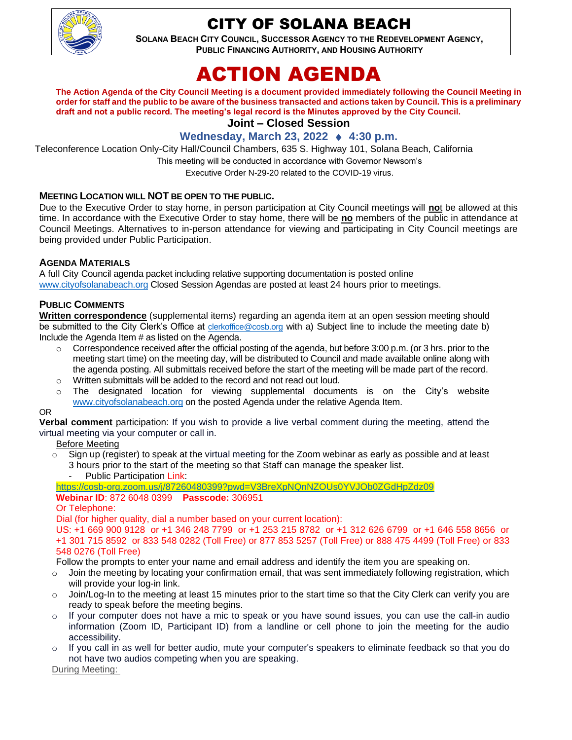# CITY OF SOLANA BEACH

**SOLANA BEACH CITY COUNCIL, SUCCESSOR AGENCY TO THE REDEVELOPMENT AGENCY, PUBLIC FINANCING AUTHORITY, AND HOUSING AUTHORITY**

# ACTION AGENDA

**The Action Agenda of the City Council Meeting is a document provided immediately following the Council Meeting in order for staff and the public to be aware of the business transacted and actions taken by Council. This is a preliminary draft and not a public record. The meeting's legal record is the Minutes approved by the City Council.**

## Joint – Closed Session

### Wednesday, March 23, 2022 ♦ 4:30 p.m.

Teleconference Location Only-City Hall/Council Chambers, 635 S. Highway 101, Solana Beach, California

This meeting will be conducted in accordance with Governor Newsom's Executive Order N-29-20 related to the COVID-19 virus.

### MEETING LOCATION WILL NOT BE OPEN TO THE PUBLIC.

Due to the Executive Order to stay home, in person participation at City Council meetings will **no**t be allowed at this time. In accordance with the Executive Order to stay home, there will be **no** members of the public in attendance at Council Meetings. Alternatives to in-person attendance for viewing and participating in City Council meetings are being provided under Public Participation.

### AGENDA MATERIALS

A full City Council agenda packet including relative supporting documentation is posted online www.cityofsolanabeach.org Closed Session Agendas are posted at least 24 hours prior to meetings.

### PUBLIC COMMENTS

**Written correspondence** (supplemental items) regarding an agenda item at an open session meeting should be submitted to the City Clerk's Office at clerkoffice@cosb.org with a) Subject line to include the meeting date b) Include the Agenda Item # as listed on the Agenda.

- Correspondence received after the official posting of the agenda, but before 3:00 p.m. (or 3 hrs. prior to the meeting start time) on the meeting day, will be distributed to Council and made available online along with the agenda posting. All submittals received before the start of the meeting will be made part of the record.
- Written submittals will be added to the record and not read out loud.
- The designated location for viewing supplemental documents is on the City's website www.cityofsolanabeach.org on the posted Agenda under the relative Agenda Item.

OR

**Verbal comment** participation: If you wish to provide a live verbal comment during the meeting, attend the virtual meeting via your computer or call in.

Before Meeting

- Sign up (register) to speak at the virtual meeting for the Zoom webinar as early as possible and at least 3 hours prior to the start of the meeting so that Staff can manage the speaker list.
  - Public Participation Link:

https://cosb-org.zoom.us/j/87260480399?pwd=V3BreXpNQnNZOUs0YVJOb0ZGdHpZdz09

**Webinar ID**: 872 6048 0399 **Passcode:** 306951

Or Telephone:

Dial (for higher quality, dial a number based on your current location):

US: +1 669 900 9128 or +1 346 248 7799 or +1 253 215 8782 or +1 312 626 6799 or +1 646 558 8656 or +1 301 715 8592 or 833 548 0282 (Toll Free) or 877 853 5257 (Toll Free) or 888 475 4499 (Toll Free) or 833 548 0276 (Toll Free)

Follow the prompts to enter your name and email address and identify the item you are speaking on.

- Join the meeting by locating your confirmation email, that was sent immediately following registration, which will provide your log-in link.
- Join/Log-In to the meeting at least 15 minutes prior to the start time so that the City Clerk can verify you are ready to speak before the meeting begins.
- If your computer does not have a mic to speak or you have sound issues, you can use the call-in audio information (Zoom ID, Participant ID) from a landline or cell phone to join the meeting for the audio accessibility.
- If you call in as well for better audio, mute your computer's speakers to eliminate feedback so that you do not have two audios competing when you are speaking.

During Meeting: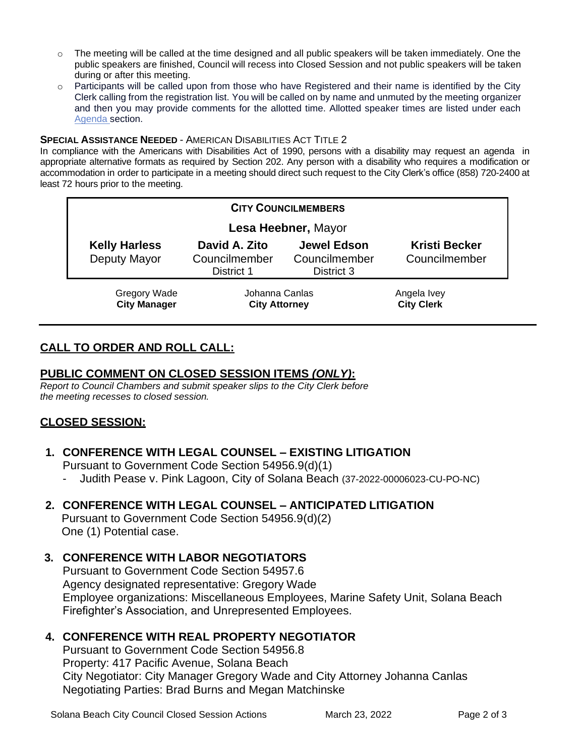- The meeting will be called at the time designed and all public speakers will be taken immediately. One the public speakers are finished, Council will recess into Closed Session and not public speakers will be taken during or after this meeting.
- Participants will be called upon from those who have Registered and their name is identified by the City Clerk calling from the registration list. You will be called on by name and unmuted by the meeting organizer and then you may provide comments for the allotted time. Allotted speaker times are listed under each Agenda section.

**SPECIAL ASSISTANCE NEEDED** - AMERICAN DISABILITIES ACT TITLE 2

In compliance with the Americans with Disabilities Act of 1990, persons with a disability may request an agenda in appropriate alternative formats as required by Section 202. Any person with a disability who requires a modification or accommodation in order to participate in a meeting should direct such request to the City Clerk's office (858) 720-2400 at least 72 hours prior to the meeting.

| **CITY COUNCILMEMBERS** | | | |
|---|---|---|---|
| **Lesa Heebner,** Mayor | | | |
| **Kelly Harless** Deputy Mayor | **David A. Zito** Councilmember District 1 | **Jewel Edson** Councilmember District 3 | **Kristi Becker** Councilmember |

| Gregory Wade **City Manager** | Johanna Canlas **City Attorney** | Angela Ivey **City Clerk** |
|---|---|---|

## CALL TO ORDER AND ROLL CALL:

## PUBLIC COMMENT ON CLOSED SESSION ITEMS *(ONLY)*:

*Report to Council Chambers and submit speaker slips to the City Clerk before the meeting recesses to closed session.*

## CLOSED SESSION:

**1. CONFERENCE WITH LEGAL COUNSEL – EXISTING LITIGATION**

Pursuant to Government Code Section 54956.9(d)(1)

- Judith Pease v. Pink Lagoon, City of Solana Beach (37-2022-00006023-CU-PO-NC)

**2. CONFERENCE WITH LEGAL COUNSEL – ANTICIPATED LITIGATION**

Pursuant to Government Code Section 54956.9(d)(2)
One (1) Potential case.

**3. CONFERENCE WITH LABOR NEGOTIATORS**

Pursuant to Government Code Section 54957.6
Agency designated representative: Gregory Wade
Employee organizations: Miscellaneous Employees, Marine Safety Unit, Solana Beach Firefighter's Association, and Unrepresented Employees.

**4. CONFERENCE WITH REAL PROPERTY NEGOTIATOR**

Pursuant to Government Code Section 54956.8
Property: 417 Pacific Avenue, Solana Beach
City Negotiator: City Manager Gregory Wade and City Attorney Johanna Canlas
Negotiating Parties: Brad Burns and Megan Matchinske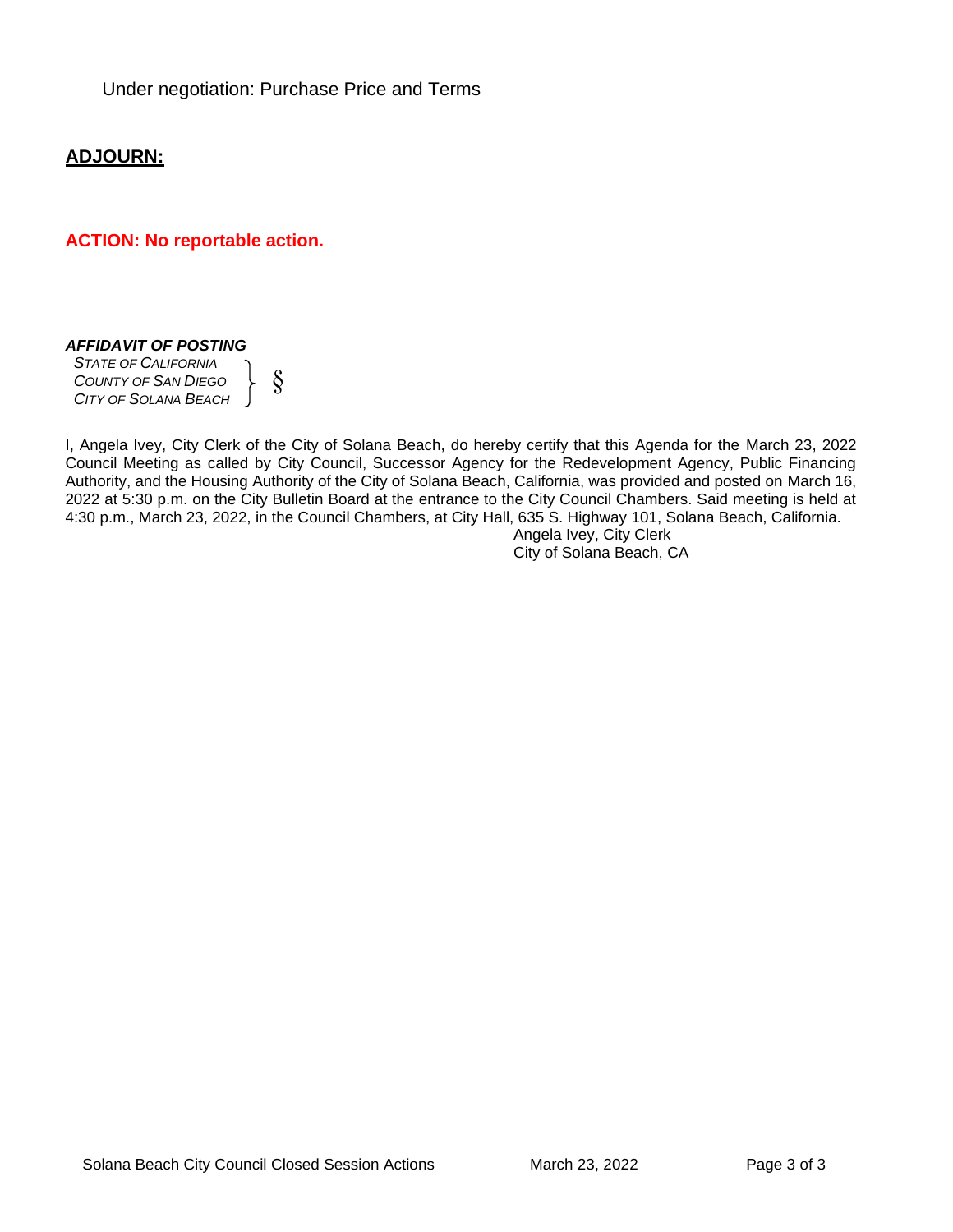Under negotiation: Purchase Price and Terms

## ADJOURN:

**ACTION: No reportable action.**

***AFFIDAVIT OF POSTING***

*STATE OF CALIFORNIA*
*COUNTY OF SAN DIEGO* } §
*CITY OF SOLANA BEACH*

I, Angela Ivey, City Clerk of the City of Solana Beach, do hereby certify that this Agenda for the March 23, 2022 Council Meeting as called by City Council, Successor Agency for the Redevelopment Agency, Public Financing Authority, and the Housing Authority of the City of Solana Beach, California, was provided and posted on March 16, 2022 at 5:30 p.m. on the City Bulletin Board at the entrance to the City Council Chambers. Said meeting is held at 4:30 p.m., March 23, 2022, in the Council Chambers, at City Hall, 635 S. Highway 101, Solana Beach, California.

Angela Ivey, City Clerk
City of Solana Beach, CA